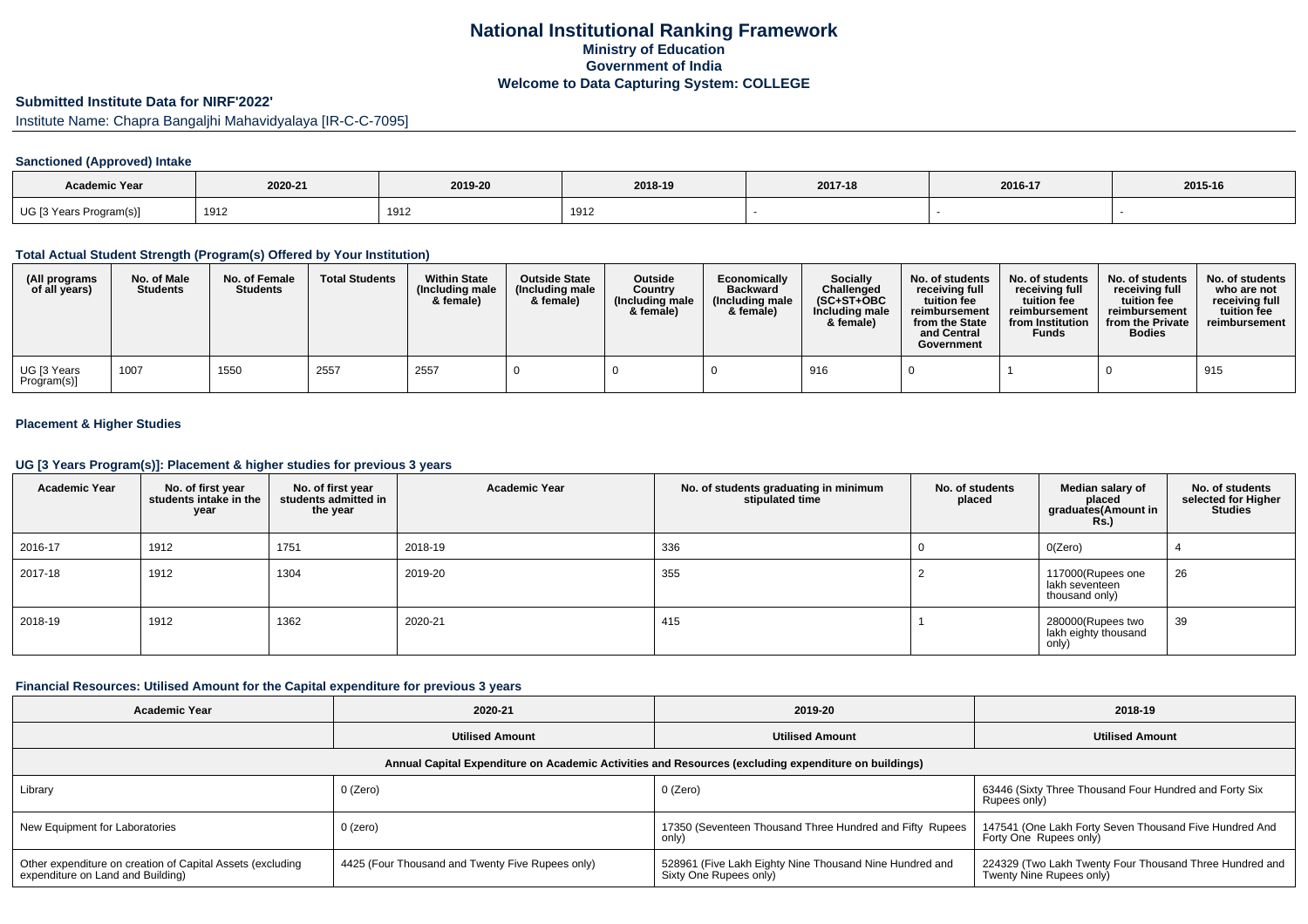# National Institutional Ranking Framework
## Ministry of Education
## Government of India
## Welcome to Data Capturing System: COLLEGE

### Submitted Institute Data for NIRF'2022'

Institute Name: Chapra Bangaljhi Mahavidyalaya [IR-C-C-7095]

### Sanctioned (Approved) Intake

| Academic Year | 2020-21 | 2019-20 | 2018-19 | 2017-18 | 2016-17 | 2015-16 |
|---|---|---|---|---|---|---|
| UG [3 Years Program(s)] | 1912 | 1912 | 1912 | - | - | - |

### Total Actual Student Strength (Program(s) Offered by Your Institution)

| (All programs of all years) | No. of Male Students | No. of Female Students | Total Students | Within State (Including male & female) | Outside State (Including male & female) | Outside Country (Including male & female) | Economically Backward (Including male & female) | Socially Challenged (SC+ST+OBC Including male & female) | No. of students receiving full tuition fee reimbursement from the State and Central Government | No. of students receiving full tuition fee reimbursement from Institution Funds | No. of students receiving full tuition fee reimbursement from the Private Bodies | No. of students who are not receiving full tuition fee reimbursement |
|---|---|---|---|---|---|---|---|---|---|---|---|---|
| UG [3 Years Program(s)] | 1007 | 1550 | 2557 | 2557 | 0 | 0 | 0 | 916 | 0 | 1 | 0 | 915 |

### Placement & Higher Studies

### UG [3 Years Program(s)]: Placement & higher studies for previous 3 years

| Academic Year | No. of first year students intake in the year | No. of first year students admitted in the year | Academic Year | No. of students graduating in minimum stipulated time | No. of students placed | Median salary of placed graduates(Amount in Rs.) | No. of students selected for Higher Studies |
|---|---|---|---|---|---|---|---|
| 2016-17 | 1912 | 1751 | 2018-19 | 336 | 0 | 0(Zero) | 4 |
| 2017-18 | 1912 | 1304 | 2019-20 | 355 | 2 | 117000(Rupees one lakh seventeen thousand only) | 26 |
| 2018-19 | 1912 | 1362 | 2020-21 | 415 | 1 | 280000(Rupees two lakh eighty thousand only) | 39 |

### Financial Resources: Utilised Amount for the Capital expenditure for previous 3 years

| Academic Year | 2020-21 | 2019-20 | 2018-19 |
|---|---|---|---|
| | Utilised Amount | Utilised Amount | Utilised Amount |
| Annual Capital Expenditure on Academic Activities and Resources (excluding expenditure on buildings) | | | |
| Library | 0 (Zero) | 0 (Zero) | 63446 (Sixty Three Thousand Four Hundred and Forty Six Rupees only) |
| New Equipment for Laboratories | 0 (zero) | 17350 (Seventeen Thousand Three Hundred and Fifty Rupees only) | 147541 (One Lakh Forty Seven Thousand Five Hundred And Forty One Rupees only) |
| Other expenditure on creation of Capital Assets (excluding expenditure on Land and Building) | 4425 (Four Thousand and Twenty Five Rupees only) | 528961 (Five Lakh Eighty Nine Thousand Nine Hundred and Sixty One Rupees only) | 224329 (Two Lakh Twenty Four Thousand Three Hundred and Twenty Nine Rupees only) |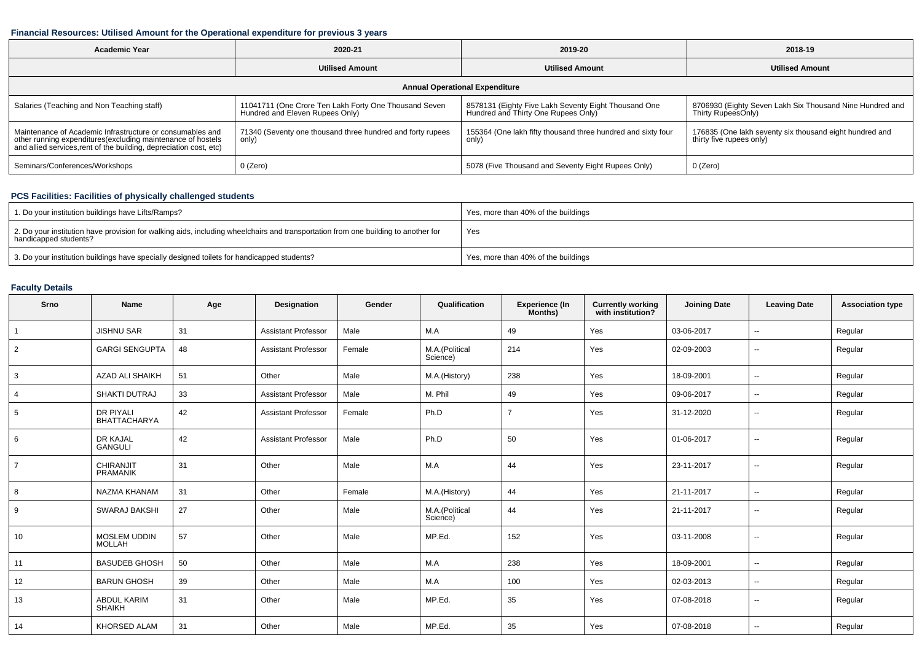### Financial Resources: Utilised Amount for the Operational expenditure for previous 3 years

| Academic Year | 2020-21 | 2019-20 | 2018-19 |
|---|---|---|---|
| | Utilised Amount | Utilised Amount | Utilised Amount |
| Annual Operational Expenditure | | | |
| Salaries (Teaching and Non Teaching staff) | 11041711 (One Crore Ten Lakh Forty One Thousand Seven Hundred and Eleven Rupees Only) | 8578131 (Eighty Five Lakh Seventy Eight Thousand One Hundred and Thirty One Rupees Only) | 8706930 (Eighty Seven Lakh Six Thousand Nine Hundred and Thirty RupeesOnly) |
| Maintenance of Academic Infrastructure or consumables and other running expenditures(excluding maintenance of hostels and allied services,rent of the building, depreciation cost, etc) | 71340 (Seventy one thousand three hundred and forty rupees only) | 155364 (One lakh fifty thousand three hundred and sixty four only) | 176835 (One lakh seventy six thousand eight hundred and thirty five rupees only) |
| Seminars/Conferences/Workshops | 0 (Zero) | 5078 (Five Thousand and Seventy Eight Rupees Only) | 0 (Zero) |

### PCS Facilities: Facilities of physically challenged students

| | |
|---|---|
| 1. Do your institution buildings have Lifts/Ramps? | Yes, more than 40% of the buildings |
| 2. Do your institution have provision for walking aids, including wheelchairs and transportation from one building to another for handicapped students? | Yes |
| 3. Do your institution buildings have specially designed toilets for handicapped students? | Yes, more than 40% of the buildings |

### Faculty Details

| Srno | Name | Age | Designation | Gender | Qualification | Experience (In Months) | Currently working with institution? | Joining Date | Leaving Date | Association type |
|---|---|---|---|---|---|---|---|---|---|---|
| 1 | JISHNU SAR | 31 | Assistant Professor | Male | M.A | 49 | Yes | 03-06-2017 | -- | Regular |
| 2 | GARGI SENGUPTA | 48 | Assistant Professor | Female | M.A.(Political Science) | 214 | Yes | 02-09-2003 | -- | Regular |
| 3 | AZAD ALI SHAIKH | 51 | Other | Male | M.A.(History) | 238 | Yes | 18-09-2001 | -- | Regular |
| 4 | SHAKTI DUTRAJ | 33 | Assistant Professor | Male | M. Phil | 49 | Yes | 09-06-2017 | -- | Regular |
| 5 | DR PIYALI BHATTACHARYA | 42 | Assistant Professor | Female | Ph.D | 7 | Yes | 31-12-2020 | -- | Regular |
| 6 | DR KAJAL GANGULI | 42 | Assistant Professor | Male | Ph.D | 50 | Yes | 01-06-2017 | -- | Regular |
| 7 | CHIRANJIT PRAMANIK | 31 | Other | Male | M.A | 44 | Yes | 23-11-2017 | -- | Regular |
| 8 | NAZMA KHANAM | 31 | Other | Female | M.A.(History) | 44 | Yes | 21-11-2017 | -- | Regular |
| 9 | SWARAJ BAKSHI | 27 | Other | Male | M.A.(Political Science) | 44 | Yes | 21-11-2017 | -- | Regular |
| 10 | MOSLEM UDDIN MOLLAH | 57 | Other | Male | MP.Ed. | 152 | Yes | 03-11-2008 | -- | Regular |
| 11 | BASUDEB GHOSH | 50 | Other | Male | M.A | 238 | Yes | 18-09-2001 | -- | Regular |
| 12 | BARUN GHOSH | 39 | Other | Male | M.A | 100 | Yes | 02-03-2013 | -- | Regular |
| 13 | ABDUL KARIM SHAIKH | 31 | Other | Male | MP.Ed. | 35 | Yes | 07-08-2018 | -- | Regular |
| 14 | KHORSED ALAM | 31 | Other | Male | MP.Ed. | 35 | Yes | 07-08-2018 | -- | Regular |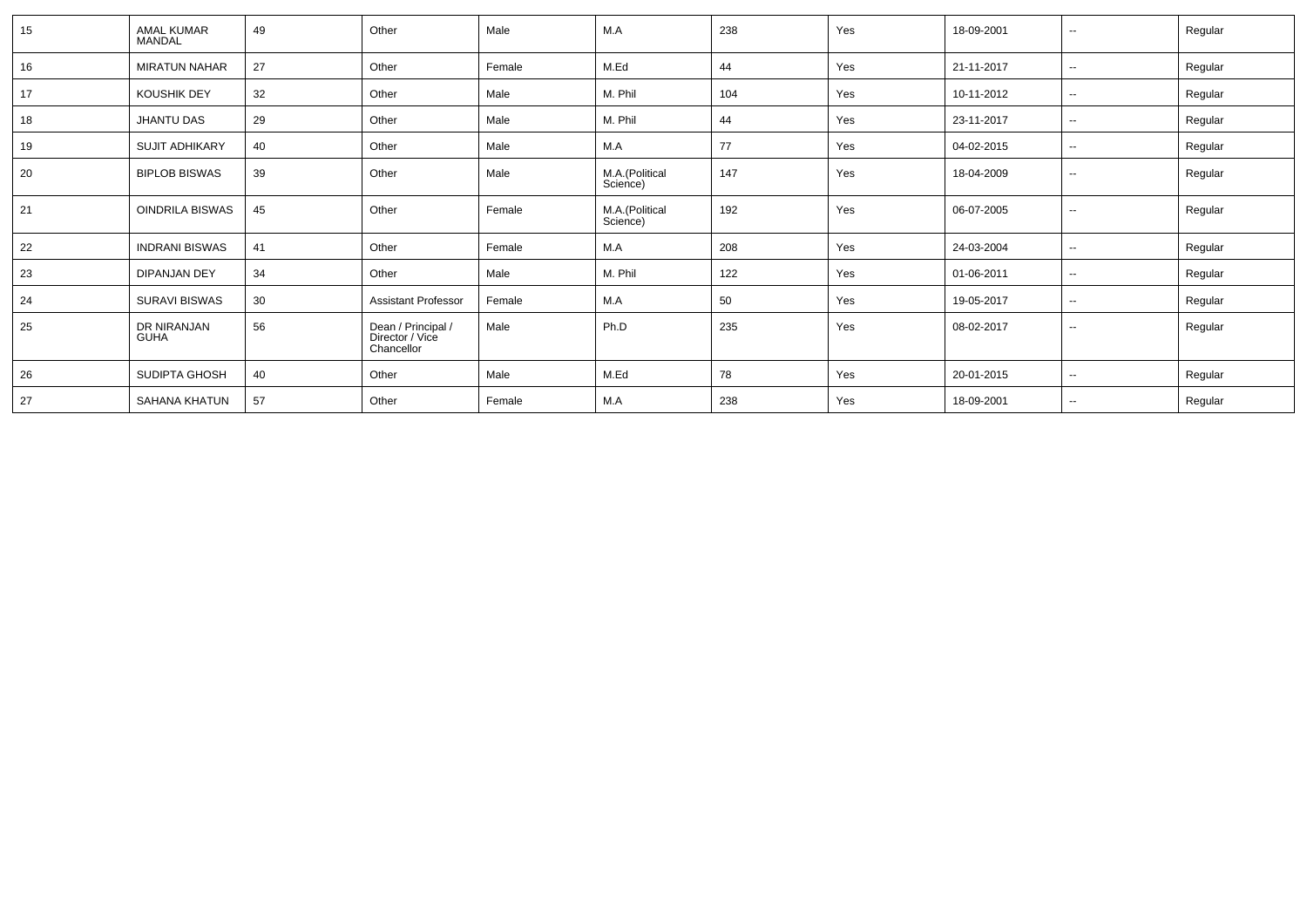| | | | | | | | | | | |
|---|---|---|---|---|---|---|---|---|---|---|
| 15 | AMAL KUMAR MANDAL | 49 | Other | Male | M.A | 238 | Yes | 18-09-2001 | -- | Regular |
| 16 | MIRATUN NAHAR | 27 | Other | Female | M.Ed | 44 | Yes | 21-11-2017 | -- | Regular |
| 17 | KOUSHIK DEY | 32 | Other | Male | M. Phil | 104 | Yes | 10-11-2012 | -- | Regular |
| 18 | JHANTU DAS | 29 | Other | Male | M. Phil | 44 | Yes | 23-11-2017 | -- | Regular |
| 19 | SUJIT ADHIKARY | 40 | Other | Male | M.A | 77 | Yes | 04-02-2015 | -- | Regular |
| 20 | BIPLOB BISWAS | 39 | Other | Male | M.A.(Political Science) | 147 | Yes | 18-04-2009 | -- | Regular |
| 21 | OINDRILA BISWAS | 45 | Other | Female | M.A.(Political Science) | 192 | Yes | 06-07-2005 | -- | Regular |
| 22 | INDRANI BISWAS | 41 | Other | Female | M.A | 208 | Yes | 24-03-2004 | -- | Regular |
| 23 | DIPANJAN DEY | 34 | Other | Male | M. Phil | 122 | Yes | 01-06-2011 | -- | Regular |
| 24 | SURAVI BISWAS | 30 | Assistant Professor | Female | M.A | 50 | Yes | 19-05-2017 | -- | Regular |
| 25 | DR NIRANJAN GUHA | 56 | Dean / Principal / Director / Vice Chancellor | Male | Ph.D | 235 | Yes | 08-02-2017 | -- | Regular |
| 26 | SUDIPTA GHOSH | 40 | Other | Male | M.Ed | 78 | Yes | 20-01-2015 | -- | Regular |
| 27 | SAHANA KHATUN | 57 | Other | Female | M.A | 238 | Yes | 18-09-2001 | -- | Regular |